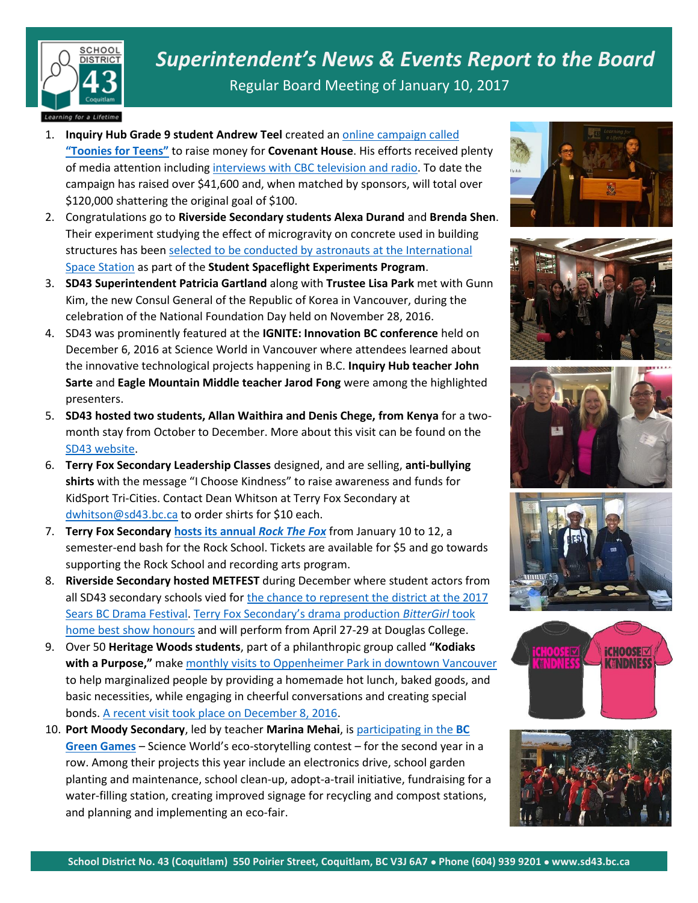# Superintendent's News & Events Report to the Board

Regular Board Meeting of January 10, 2017

1. **Inquiry Hub Grade 9 student Andrew Teel** created an online campaign called **"Toonies for Teens"** to raise money for **Covenant House**. His efforts received plenty of media attention including interviews with CBC television and radio. To date the campaign has raised over $41,600 and, when matched by sponsors, will total over $120,000 shattering the original goal of $100.
2. Congratulations go to **Riverside Secondary students Alexa Durand** and **Brenda Shen**. Their experiment studying the effect of microgravity on concrete used in building structures has been selected to be conducted by astronauts at the International Space Station as part of the **Student Spaceflight Experiments Program**.
3. **SD43 Superintendent Patricia Gartland** along with **Trustee Lisa Park** met with Gunn Kim, the new Consul General of the Republic of Korea in Vancouver, during the celebration of the National Foundation Day held on November 28, 2016.
4. SD43 was prominently featured at the **IGNITE: Innovation BC conference** held on December 6, 2016 at Science World in Vancouver where attendees learned about the innovative technological projects happening in B.C. **Inquiry Hub teacher John Sarte** and **Eagle Mountain Middle teacher Jarod Fong** were among the highlighted presenters.
5. **SD43 hosted two students, Allan Waithira and Denis Chege, from Kenya** for a two-month stay from October to December. More about this visit can be found on the SD43 website.
6. **Terry Fox Secondary Leadership Classes** designed, and are selling, **anti-bullying shirts** with the message "I Choose Kindness" to raise awareness and funds for KidSport Tri-Cities. Contact Dean Whitson at Terry Fox Secondary at dwhitson@sd43.bc.ca to order shirts for $10 each.
7. **Terry Fox Secondary** **hosts its annual *Rock The Fox*** from January 10 to 12, a semester-end bash for the Rock School. Tickets are available for $5 and go towards supporting the Rock School and recording arts program.
8. **Riverside Secondary hosted METFEST** during December where student actors from all SD43 secondary schools vied for the chance to represent the district at the 2017 Sears BC Drama Festival. Terry Fox Secondary's drama production *BitterGirl* took home best show honours and will perform from April 27-29 at Douglas College.
9. Over 50 **Heritage Woods students**, part of a philanthropic group called **"Kodiaks with a Purpose,"** make monthly visits to Oppenheimer Park in downtown Vancouver to help marginalized people by providing a homemade hot lunch, baked goods, and basic necessities, while engaging in cheerful conversations and creating special bonds. A recent visit took place on December 8, 2016.
10. **Port Moody Secondary**, led by teacher **Marina Mehai**, is participating in the **BC Green Games** – Science World's eco-storytelling contest – for the second year in a row. Among their projects this year include an electronics drive, school garden planting and maintenance, school clean-up, adopt-a-trail initiative, fundraising for a water-filling station, creating improved signage for recycling and compost stations, and planning and implementing an eco-fair.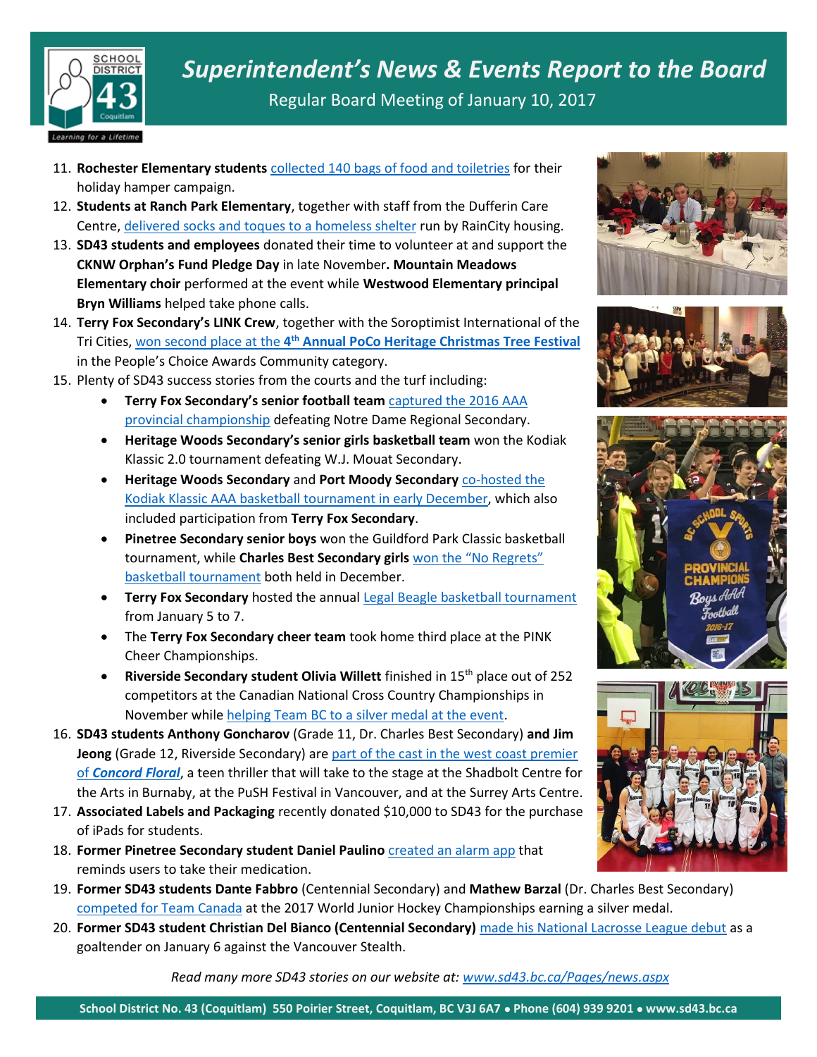# *Superintendent's News & Events Report to the Board*

Regular Board Meeting of January 10, 2017

11. **Rochester Elementary students** collected 140 bags of food and toiletries for their holiday hamper campaign.
12. **Students at Ranch Park Elementary**, together with staff from the Dufferin Care Centre, delivered socks and toques to a homeless shelter run by RainCity housing.
13. **SD43 students and employees** donated their time to volunteer at and support the **CKNW Orphan's Fund Pledge Day** in late November**. Mountain Meadows Elementary choir** performed at the event while **Westwood Elementary principal Bryn Williams** helped take phone calls.
14. **Terry Fox Secondary's LINK Crew**, together with the Soroptimist International of the Tri Cities, won second place at the **4th Annual PoCo Heritage Christmas Tree Festival** in the People's Choice Awards Community category.
15. Plenty of SD43 success stories from the courts and the turf including:
    - **Terry Fox Secondary's senior football team** captured the 2016 AAA provincial championship defeating Notre Dame Regional Secondary.
    - **Heritage Woods Secondary's senior girls basketball team** won the Kodiak Klassic 2.0 tournament defeating W.J. Mouat Secondary.
    - **Heritage Woods Secondary** and **Port Moody Secondary** co-hosted the Kodiak Klassic AAA basketball tournament in early December, which also included participation from **Terry Fox Secondary**.
    - **Pinetree Secondary senior boys** won the Guildford Park Classic basketball tournament, while **Charles Best Secondary girls** won the "No Regrets" basketball tournament both held in December.
    - **Terry Fox Secondary** hosted the annual Legal Beagle basketball tournament from January 5 to 7.
    - The **Terry Fox Secondary cheer team** took home third place at the PINK Cheer Championships.
    - **Riverside Secondary student Olivia Willett** finished in 15th place out of 252 competitors at the Canadian National Cross Country Championships in November while helping Team BC to a silver medal at the event.
16. **SD43 students Anthony Goncharov** (Grade 11, Dr. Charles Best Secondary) **and Jim Jeong** (Grade 12, Riverside Secondary) are part of the cast in the west coast premier of ***Concord Floral***, a teen thriller that will take to the stage at the Shadbolt Centre for the Arts in Burnaby, at the PuSH Festival in Vancouver, and at the Surrey Arts Centre.
17. **Associated Labels and Packaging** recently donated $10,000 to SD43 for the purchase of iPads for students.
18. **Former Pinetree Secondary student Daniel Paulino** created an alarm app that reminds users to take their medication.
19. **Former SD43 students Dante Fabbro** (Centennial Secondary) and **Mathew Barzal** (Dr. Charles Best Secondary) competed for Team Canada at the 2017 World Junior Hockey Championships earning a silver medal.
20. **Former SD43 student Christian Del Bianco (Centennial Secondary)** made his National Lacrosse League debut as a goaltender on January 6 against the Vancouver Stealth.

*Read many more SD43 stories on our website at: www.sd43.bc.ca/Pages/news.aspx*

**School District No. 43 (Coquitlam) 550 Poirier Street, Coquitlam, BC V3J 6A7 • Phone (604) 939 9201 • www.sd43.bc.ca**